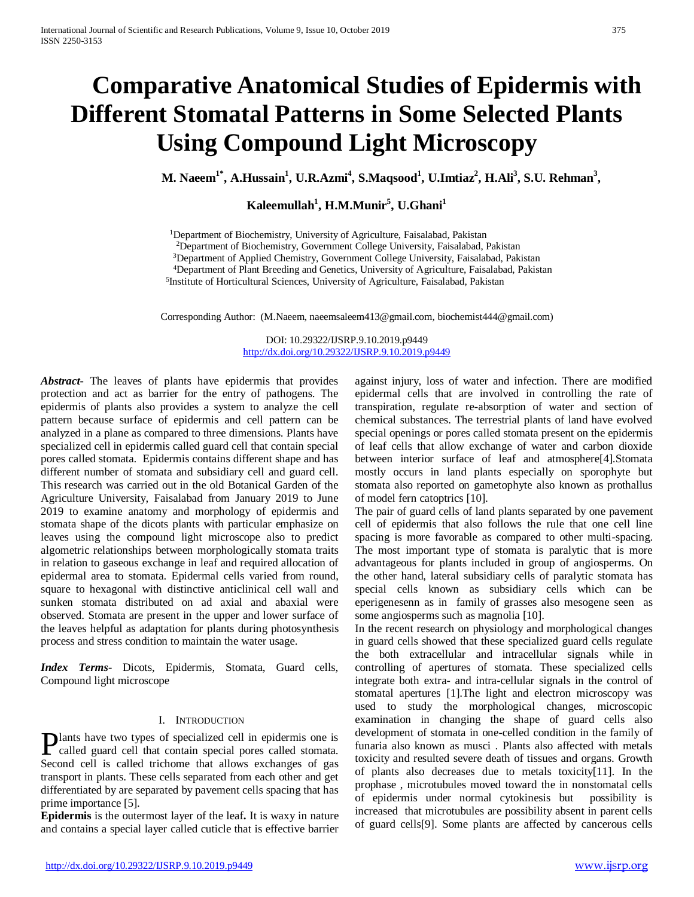# Comparative Anatomical Studies of Epidermis with Different Stomatal Patterns in Some Selected Plants Using Compound Light Microscopy

**M. Naeem[1*], A.Hussain[1], U.R.Azmi[4], S.Maqsood[1], U.Imtiaz[2], H.Ali[3], S.U. Rehman[3], Kaleemullah[1], H.M.Munir[5], U.Ghani[1]**

[1]Department of Biochemistry, University of Agriculture, Faisalabad, Pakistan
[2]Department of Biochemistry, Government College University, Faisalabad, Pakistan
[3]Department of Applied Chemistry, Government College University, Faisalabad, Pakistan
[4]Department of Plant Breeding and Genetics, University of Agriculture, Faisalabad, Pakistan
[5]Institute of Horticultural Sciences, University of Agriculture, Faisalabad, Pakistan

Corresponding Author: (M.Naeem, naeemsaleem413@gmail.com, biochemist444@gmail.com)

DOI: 10.29322/IJSRP.9.10.2019.p9449
http://dx.doi.org/10.29322/IJSRP.9.10.2019.p9449

***Abstract-*** The leaves of plants have epidermis that provides protection and act as barrier for the entry of pathogens. The epidermis of plants also provides a system to analyze the cell pattern because surface of epidermis and cell pattern can be analyzed in a plane as compared to three dimensions. Plants have specialized cell in epidermis called guard cell that contain special pores called stomata. Epidermis contains different shape and has different number of stomata and subsidiary cell and guard cell. This research was carried out in the old Botanical Garden of the Agriculture University, Faisalabad from January 2019 to June 2019 to examine anatomy and morphology of epidermis and stomata shape of the dicots plants with particular emphasize on leaves using the compound light microscope also to predict algometric relationships between morphologically stomata traits in relation to gaseous exchange in leaf and required allocation of epidermal area to stomata. Epidermal cells varied from round, square to hexagonal with distinctive anticlinical cell wall and sunken stomata distributed on ad axial and abaxial were observed. Stomata are present in the upper and lower surface of the leaves helpful as adaptation for plants during photosynthesis process and stress condition to maintain the water usage.

***Index Terms*-** Dicots, Epidermis, Stomata, Guard cells, Compound light microscope

## I. Introduction

Plants have two types of specialized cell in epidermis one is called guard cell that contain special pores called stomata. Second cell is called trichome that allows exchanges of gas transport in plants. These cells separated from each other and get differentiated by are separated by pavement cells spacing that has prime importance [5].

**Epidermis** is the outermost layer of the leaf**.** It is waxy in nature and contains a special layer called cuticle that is effective barrier against injury, loss of water and infection. There are modified epidermal cells that are involved in controlling the rate of transpiration, regulate re-absorption of water and section of chemical substances. The terrestrial plants of land have evolved special openings or pores called stomata present on the epidermis of leaf cells that allow exchange of water and carbon dioxide between interior surface of leaf and atmosphere[4].Stomata mostly occurs in land plants especially on sporophyte but stomata also reported on gametophyte also known as prothallus of model fern catoptrics [10].

The pair of guard cells of land plants separated by one pavement cell of epidermis that also follows the rule that one cell line spacing is more favorable as compared to other multi-spacing. The most important type of stomata is paralytic that is more advantageous for plants included in group of angiosperms. On the other hand, lateral subsidiary cells of paralytic stomata has special cells known as subsidiary cells which can be eperigenesenn as in family of grasses also mesogene seen as some angiosperms such as magnolia [10].

In the recent research on physiology and morphological changes in guard cells showed that these specialized guard cells regulate the both extracellular and intracellular signals while in controlling of apertures of stomata. These specialized cells integrate both extra- and intra-cellular signals in the control of stomatal apertures [1].The light and electron microscopy was used to study the morphological changes, microscopic examination in changing the shape of guard cells also development of stomata in one-celled condition in the family of funaria also known as musci . Plants also affected with metals toxicity and resulted severe death of tissues and organs. Growth of plants also decreases due to metals toxicity[11]. In the prophase , microtubules moved toward the in nonstomatal cells of epidermis under normal cytokinesis but possibility is increased that microtubules are possibility absent in parent cells of guard cells[9]. Some plants are affected by cancerous cells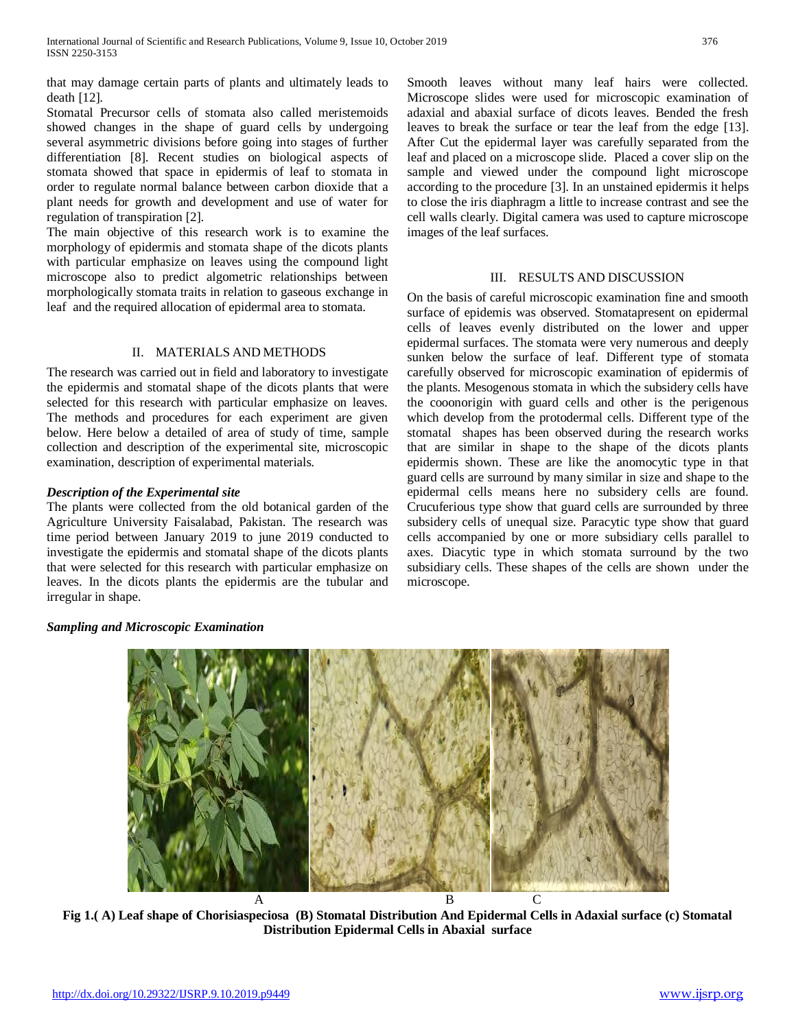that may damage certain parts of plants and ultimately leads to death [12].

Stomatal Precursor cells of stomata also called meristemoids showed changes in the shape of guard cells by undergoing several asymmetric divisions before going into stages of further differentiation [8]. Recent studies on biological aspects of stomata showed that space in epidermis of leaf to stomata in order to regulate normal balance between carbon dioxide that a plant needs for growth and development and use of water for regulation of transpiration [2].

The main objective of this research work is to examine the morphology of epidermis and stomata shape of the dicots plants with particular emphasize on leaves using the compound light microscope also to predict algometric relationships between morphologically stomata traits in relation to gaseous exchange in leaf and the required allocation of epidermal area to stomata.

## II. MATERIALS AND METHODS

The research was carried out in field and laboratory to investigate the epidermis and stomatal shape of the dicots plants that were selected for this research with particular emphasize on leaves. The methods and procedures for each experiment are given below. Here below a detailed of area of study of time, sample collection and description of the experimental site, microscopic examination, description of experimental materials.

### *Description of the Experimental site*

The plants were collected from the old botanical garden of the Agriculture University Faisalabad, Pakistan. The research was time period between January 2019 to june 2019 conducted to investigate the epidermis and stomatal shape of the dicots plants that were selected for this research with particular emphasize on leaves. In the dicots plants the epidermis are the tubular and irregular in shape.

### *Sampling and Microscopic Examination*

Smooth leaves without many leaf hairs were collected. Microscope slides were used for microscopic examination of adaxial and abaxial surface of dicots leaves. Bended the fresh leaves to break the surface or tear the leaf from the edge [13]. After Cut the epidermal layer was carefully separated from the leaf and placed on a microscope slide. Placed a cover slip on the sample and viewed under the compound light microscope according to the procedure [3]. In an unstained epidermis it helps to close the iris diaphragm a little to increase contrast and see the cell walls clearly. Digital camera was used to capture microscope images of the leaf surfaces.

## III. RESULTS AND DISCUSSION

On the basis of careful microscopic examination fine and smooth surface of epidemis was observed. Stomatapresent on epidermal cells of leaves evenly distributed on the lower and upper epidermal surfaces. The stomata were very numerous and deeply sunken below the surface of leaf. Different type of stomata carefully observed for microscopic examination of epidermis of the plants. Mesogenous stomata in which the subsidery cells have the cooonorigin with guard cells and other is the perigenous which develop from the protodermal cells. Different type of the stomatal shapes has been observed during the research works that are similar in shape to the shape of the dicots plants epidermis shown. These are like the anomocytic type in that guard cells are surround by many similar in size and shape to the epidermal cells means here no subsidery cells are found. Crucuferious type show that guard cells are surrounded by three subsidery cells of unequal size. Paracytic type show that guard cells accompanied by one or more subsidiary cells parallel to axes. Diacytic type in which stomata surround by the two subsidiary cells. These shapes of the cells are shown under the microscope.

A B C

**Fig 1.( A) Leaf shape of Chorisiaspeciosa (B) Stomatal Distribution And Epidermal Cells in Adaxial surface (c) Stomatal Distribution Epidermal Cells in Abaxial surface**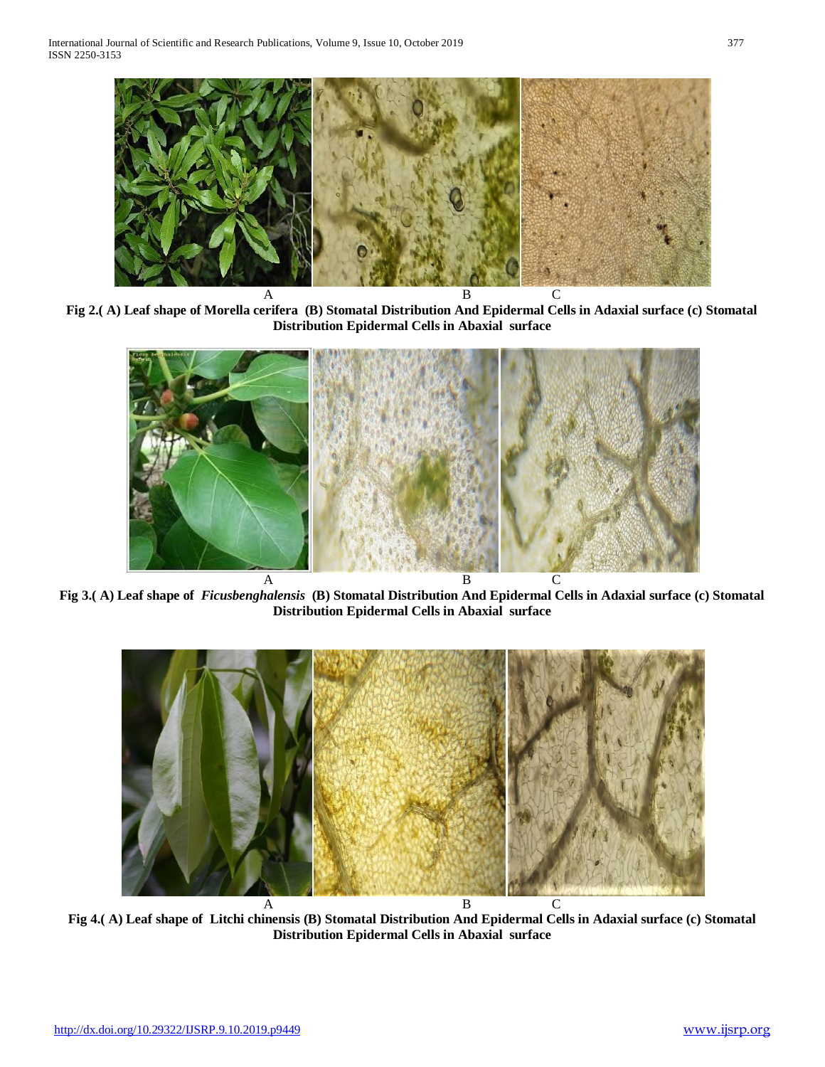A B C

**Fig 2.( A) Leaf shape of Morella cerifera (B) Stomatal Distribution And Epidermal Cells in Adaxial surface (c) Stomatal Distribution Epidermal Cells in Abaxial surface**

A B C

**Fig 3.( A) Leaf shape of *Ficusbenghalensis* (B) Stomatal Distribution And Epidermal Cells in Adaxial surface (c) Stomatal Distribution Epidermal Cells in Abaxial surface**

A B C

**Fig 4.( A) Leaf shape of Litchi chinensis (B) Stomatal Distribution And Epidermal Cells in Adaxial surface (c) Stomatal Distribution Epidermal Cells in Abaxial surface**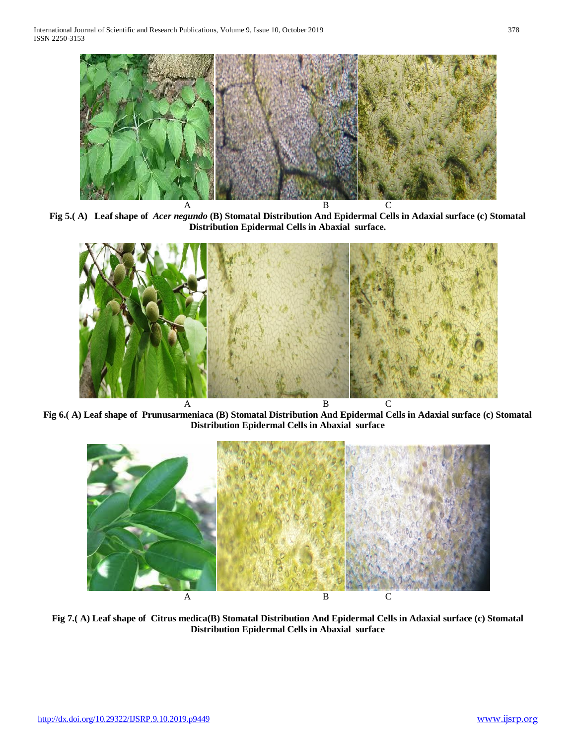A B C

**Fig 5.( A) Leaf shape of *Acer negundo* (B) Stomatal Distribution And Epidermal Cells in Adaxial surface (c) Stomatal Distribution Epidermal Cells in Abaxial surface.**

A B C

**Fig 6.( A) Leaf shape of Prunusarmeniaca (B) Stomatal Distribution And Epidermal Cells in Adaxial surface (c) Stomatal Distribution Epidermal Cells in Abaxial surface**

A B C

**Fig 7.( A) Leaf shape of Citrus medica(B) Stomatal Distribution And Epidermal Cells in Adaxial surface (c) Stomatal Distribution Epidermal Cells in Abaxial surface**

http://dx.doi.org/10.29322/IJSRP.9.10.2019.p9449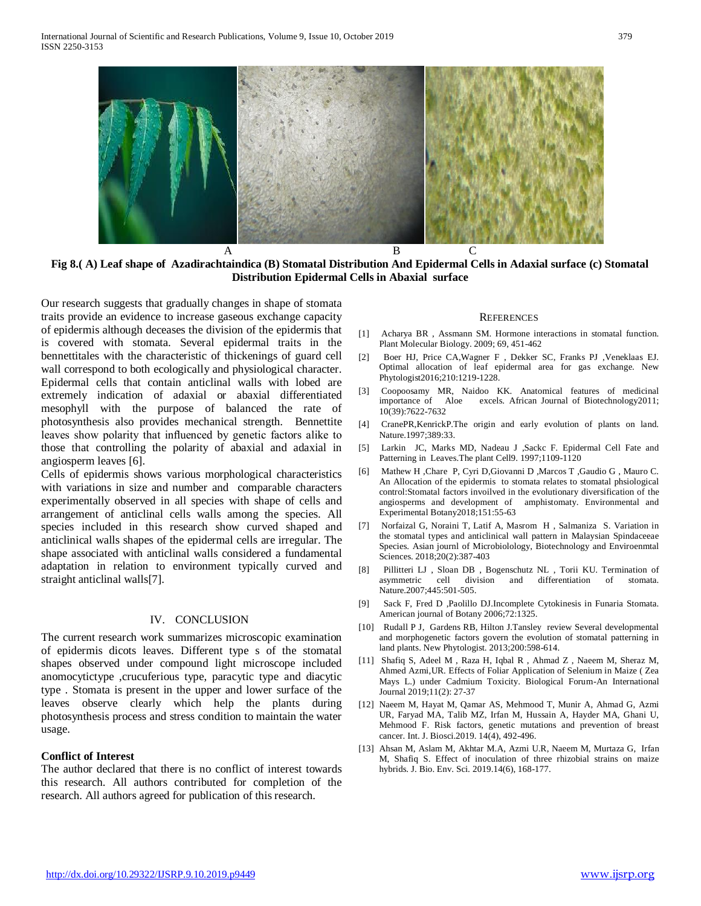A B C

**Fig 8.( A) Leaf shape of Azadirachtaindica (B) Stomatal Distribution And Epidermal Cells in Adaxial surface (c) Stomatal Distribution Epidermal Cells in Abaxial surface**

Our research suggests that gradually changes in shape of stomata traits provide an evidence to increase gaseous exchange capacity of epidermis although deceases the division of the epidermis that is covered with stomata. Several epidermal traits in the bennettitales with the characteristic of thickenings of guard cell wall correspond to both ecologically and physiological character. Epidermal cells that contain anticlinal walls with lobed are extremely indication of adaxial or abaxial differentiated mesophyll with the purpose of balanced the rate of photosynthesis also provides mechanical strength. Bennettite leaves show polarity that influenced by genetic factors alike to those that controlling the polarity of abaxial and adaxial in angiosperm leaves [6].

Cells of epidermis shows various morphological characteristics with variations in size and number and comparable characters experimentally observed in all species with shape of cells and arrangement of anticlinal cells walls among the species. All species included in this research show curved shaped and anticlinical walls shapes of the epidermal cells are irregular. The shape associated with anticlinal walls considered a fundamental adaptation in relation to environment typically curved and straight anticlinal walls[7].

## IV. CONCLUSION

The current research work summarizes microscopic examination of epidermis dicots leaves. Different type s of the stomatal shapes observed under compound light microscope included anomocytictype ,crucuferious type, paracytic type and diacytic type . Stomata is present in the upper and lower surface of the leaves observe clearly which help the plants during photosynthesis process and stress condition to maintain the water usage.

### Conflict of Interest

The author declared that there is no conflict of interest towards this research. All authors contributed for completion of the research. All authors agreed for publication of this research.

## REFERENCES

[1] Acharya BR , Assmann SM. Hormone interactions in stomatal function. Plant Molecular Biology. 2009; 69, 451-462

[2] Boer HJ, Price CA,Wagner F , Dekker SC, Franks PJ ,Veneklaas EJ. Optimal allocation of leaf epidermal area for gas exchange. New Phytologist2016;210:1219-1228.

[3] Coopoosamy MR, Naidoo KK. Anatomical features of medicinal importance of Aloe excels. African Journal of Biotechnology2011; 10(39):7622-7632

[4] CranePR,KenrickP.The origin and early evolution of plants on land. Nature.1997;389:33.

[5] Larkin JC, Marks MD, Nadeau J ,Sackc F. Epidermal Cell Fate and Patterning in Leaves.The plant Cell9. 1997;1109-1120

[6] Mathew H ,Chare P, Cyri D,Giovanni D ,Marcos T ,Gaudio G , Mauro C. An Allocation of the epidermis to stomata relates to stomatal phsiological control:Stomatal factors invoilved in the evolutionary diversification of the angiosperms and development of amphistomaty. Environmental and Experimental Botany2018;151:55-63

[7] Norfaizal G, Noraini T, Latif A, Masrom H , Salmaniza S. Variation in the stomatal types and anticlinical wall pattern in Malaysian Spindaceeae Species. Asian journl of Microbiolology, Biotechnology and Enviroenmtal Sciences. 2018;20(2):387-403

[8] Pillitteri LJ , Sloan DB , Bogenschutz NL , Torii KU. Termination of asymmetric cell division and differentiation of stomata. Nature.2007;445:501-505.

[9] Sack F, Fred D ,Paolillo DJ.Incomplete Cytokinesis in Funaria Stomata. American journal of Botany 2006;72:1325.

[10] Rudall P J, Gardens RB, Hilton J.Tansley review Several developmental and morphogenetic factors govern the evolution of stomatal patterning in land plants. New Phytologist. 2013;200:598-614.

[11] Shafiq S, Adeel M , Raza H, Iqbal R , Ahmad Z , Naeem M, Sheraz M, Ahmed Azmi,UR. Effects of Foliar Application of Selenium in Maize ( Zea Mays L.) under Cadmium Toxicity. Biological Forum-An International Journal 2019;11(2): 27-37

[12] Naeem M, Hayat M, Qamar AS, Mehmood T, Munir A, Ahmad G, Azmi UR, Faryad MA, Talib MZ, Irfan M, Hussain A, Hayder MA, Ghani U, Mehmood F. Risk factors, genetic mutations and prevention of breast cancer. Int. J. Biosci.2019. 14(4), 492-496.

[13] Ahsan M, Aslam M, Akhtar M.A, Azmi U.R, Naeem M, Murtaza G, Irfan M, Shafiq S. Effect of inoculation of three rhizobial strains on maize hybrids. J. Bio. Env. Sci. 2019.14(6), 168-177.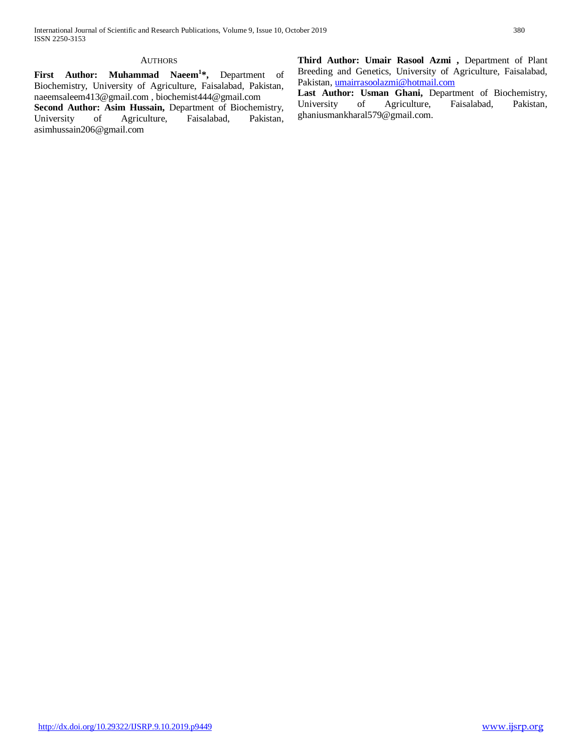## Authors

**First Author: Muhammad Naeem[1]*,** Department of Biochemistry, University of Agriculture, Faisalabad, Pakistan, naeemsaleem413@gmail.com , biochemist444@gmail.com

**Second Author: Asim Hussain,** Department of Biochemistry, University of Agriculture, Faisalabad, Pakistan, asimhussain206@gmail.com

**Third Author: Umair Rasool Azmi ,** Department of Plant Breeding and Genetics, University of Agriculture, Faisalabad, Pakistan, umairrasoolazmi@hotmail.com

**Last Author: Usman Ghani,** Department of Biochemistry, University of Agriculture, Faisalabad, Pakistan, ghaniusmankharal579@gmail.com.